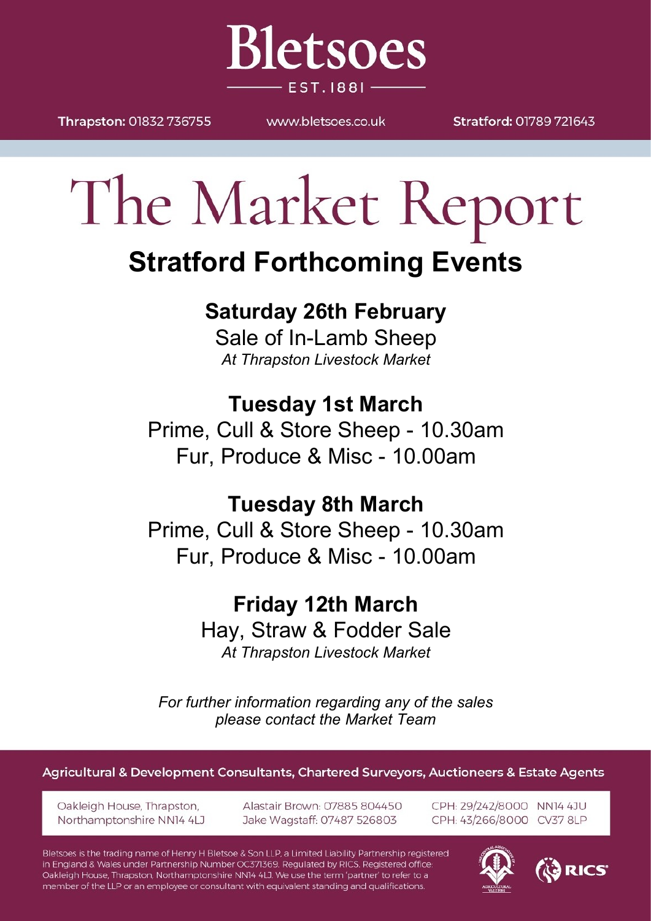# Bletsoes

EST. 1881

**Thrapston:** 01832 736755 | www.bletsoes.co.uk | **Stratford:** 01789 721643

# The Market Report

## Stratford Forthcoming Events

### Saturday 26th February

Sale of In-Lamb Sheep
*At Thrapston Livestock Market*

### Tuesday 1st March

Prime, Cull & Store Sheep - 10.30am
Fur, Produce & Misc - 10.00am

### Tuesday 8th March

Prime, Cull & Store Sheep - 10.30am
Fur, Produce & Misc - 10.00am

### Friday 12th March

Hay, Straw & Fodder Sale
*At Thrapston Livestock Market*

*For further information regarding any of the sales please contact the Market Team*

**Agricultural & Development Consultants, Chartered Surveyors, Auctioneers & Estate Agents**

Oakleigh House, Thrapston, Northamptonshire NN14 4LJ

Alastair Brown: 07885 804450
Jake Wagstaff: 07487 526803

CPH: 29/242/8000 NN14 4JU
CPH: 43/266/8000 CV37 8LP

Bletsoes is the trading name of Henry H Bletsoe & Son LLP, a Limited Liability Partnership registered in England & Wales under Partnership Number OC371369. Regulated by RICS. Registered office: Oakleigh House, Thrapston, Northamptonshire NN14 4LJ. We use the term 'partner' to refer to a member of the LLP or an employee or consultant with equivalent standing and qualifications.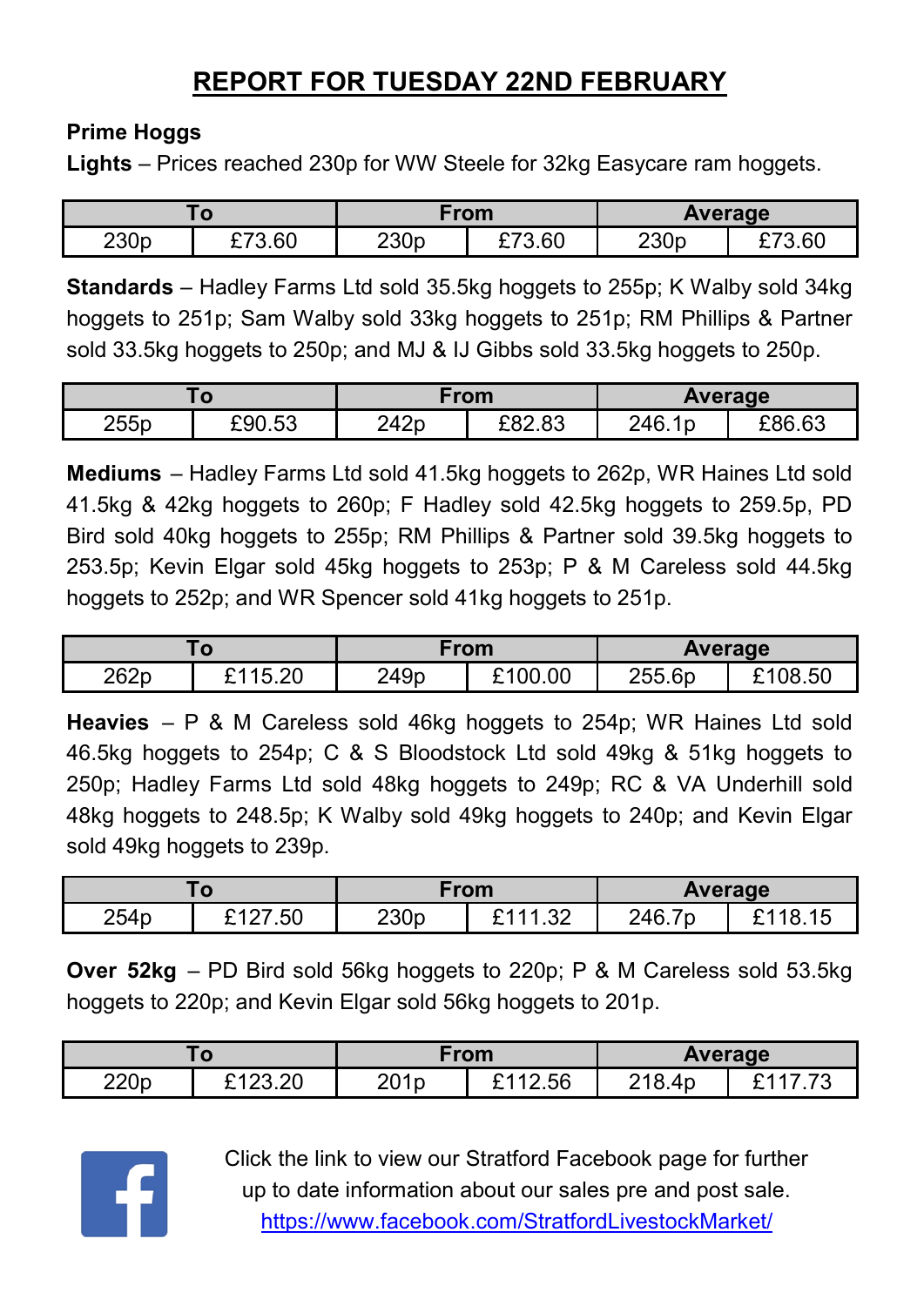# REPORT FOR TUESDAY 22ND FEBRUARY

**Prime Hoggs**

**Lights** – Prices reached 230p for WW Steele for 32kg Easycare ram hoggets.

| To | | From | | Average | |
|---|---|---|---|---|---|
| 230p | £73.60 | 230p | £73.60 | 230p | £73.60 |

**Standards** – Hadley Farms Ltd sold 35.5kg hoggets to 255p; K Walby sold 34kg hoggets to 251p; Sam Walby sold 33kg hoggets to 251p; RM Phillips & Partner sold 33.5kg hoggets to 250p; and MJ & IJ Gibbs sold 33.5kg hoggets to 250p.

| To | | From | | Average | |
|---|---|---|---|---|---|
| 255p | £90.53 | 242p | £82.83 | 246.1p | £86.63 |

**Mediums** – Hadley Farms Ltd sold 41.5kg hoggets to 262p, WR Haines Ltd sold 41.5kg & 42kg hoggets to 260p; F Hadley sold 42.5kg hoggets to 259.5p, PD Bird sold 40kg hoggets to 255p; RM Phillips & Partner sold 39.5kg hoggets to 253.5p; Kevin Elgar sold 45kg hoggets to 253p; P & M Careless sold 44.5kg hoggets to 252p; and WR Spencer sold 41kg hoggets to 251p.

| To | | From | | Average | |
|---|---|---|---|---|---|
| 262p | £115.20 | 249p | £100.00 | 255.6p | £108.50 |

**Heavies** – P & M Careless sold 46kg hoggets to 254p; WR Haines Ltd sold 46.5kg hoggets to 254p; C & S Bloodstock Ltd sold 49kg & 51kg hoggets to 250p; Hadley Farms Ltd sold 48kg hoggets to 249p; RC & VA Underhill sold 48kg hoggets to 248.5p; K Walby sold 49kg hoggets to 240p; and Kevin Elgar sold 49kg hoggets to 239p.

| To | | From | | Average | |
|---|---|---|---|---|---|
| 254p | £127.50 | 230p | £111.32 | 246.7p | £118.15 |

**Over 52kg** – PD Bird sold 56kg hoggets to 220p; P & M Careless sold 53.5kg hoggets to 220p; and Kevin Elgar sold 56kg hoggets to 201p.

| To | | From | | Average | |
|---|---|---|---|---|---|
| 220p | £123.20 | 201p | £112.56 | 218.4p | £117.73 |

Click the link to view our Stratford Facebook page for further up to date information about our sales pre and post sale.
https://www.facebook.com/StratfordLivestockMarket/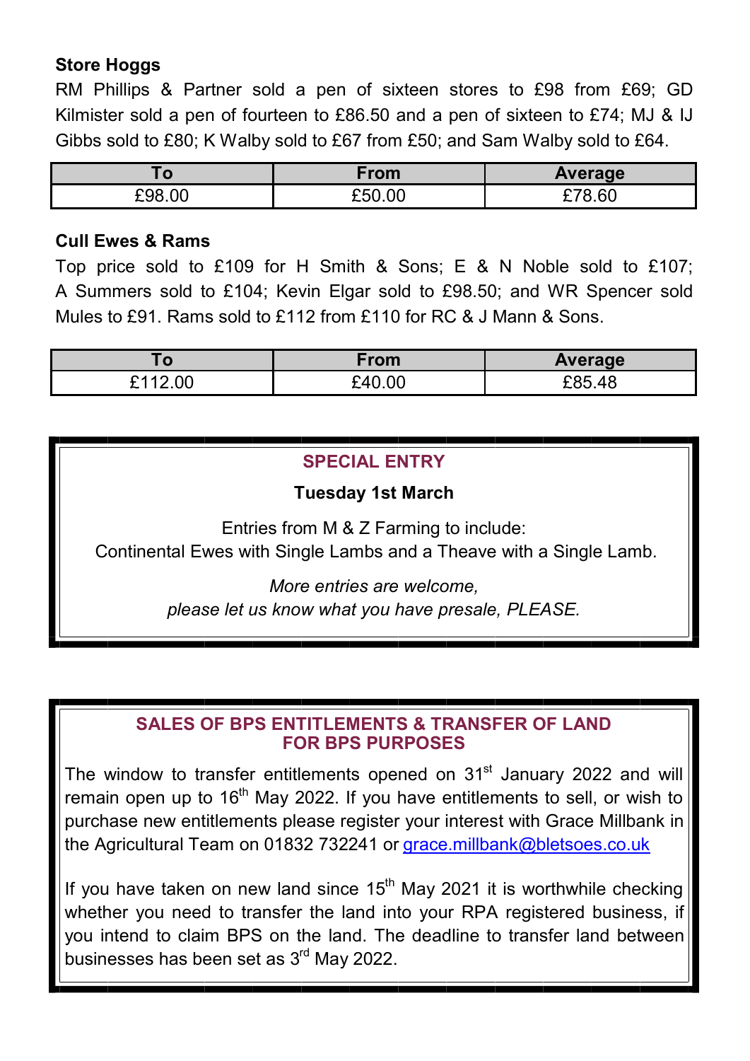### Store Hoggs

RM Phillips & Partner sold a pen of sixteen stores to £98 from £69; GD Kilmister sold a pen of fourteen to £86.50 and a pen of sixteen to £74; MJ & IJ Gibbs sold to £80; K Walby sold to £67 from £50; and Sam Walby sold to £64.

| To | From | Average |
| --- | --- | --- |
| £98.00 | £50.00 | £78.60 |

### Cull Ewes & Rams

Top price sold to £109 for H Smith & Sons; E & N Noble sold to £107; A Summers sold to £104; Kevin Elgar sold to £98.50; and WR Spencer sold Mules to £91. Rams sold to £112 from £110 for RC & J Mann & Sons.

| To | From | Average |
| --- | --- | --- |
| £112.00 | £40.00 | £85.48 |

## SPECIAL ENTRY

**Tuesday 1st March**

Entries from M & Z Farming to include:
Continental Ewes with Single Lambs and a Theave with a Single Lamb.

*More entries are welcome,*
*please let us know what you have presale, PLEASE.*

## SALES OF BPS ENTITLEMENTS & TRANSFER OF LAND FOR BPS PURPOSES

The window to transfer entitlements opened on 31st January 2022 and will remain open up to 16th May 2022. If you have entitlements to sell, or wish to purchase new entitlements please register your interest with Grace Millbank in the Agricultural Team on 01832 732241 or grace.millbank@bletsoes.co.uk

If you have taken on new land since 15th May 2021 it is worthwhile checking whether you need to transfer the land into your RPA registered business, if you intend to claim BPS on the land. The deadline to transfer land between businesses has been set as 3rd May 2022.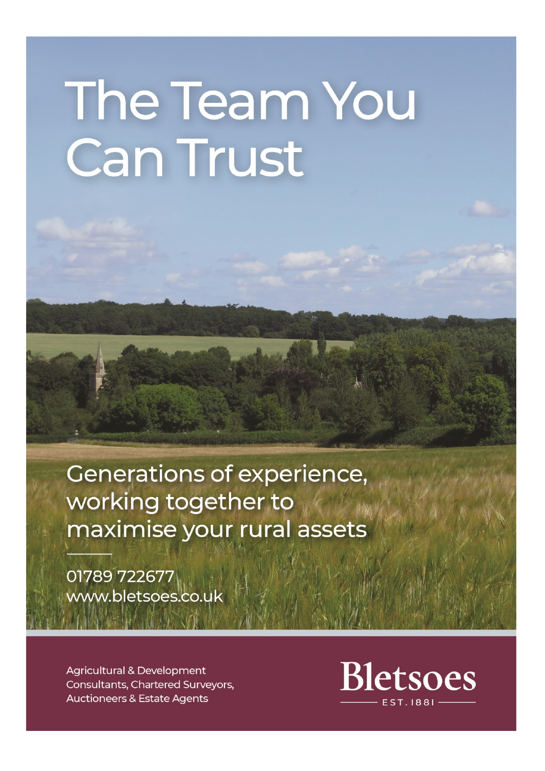# The Team You Can Trust

Generations of experience, working together to maximise your rural assets

01789 722677
www.bletsoes.co.uk

Agricultural & Development Consultants, Chartered Surveyors, Auctioneers & Estate Agents

Bletsoes
EST. 1881